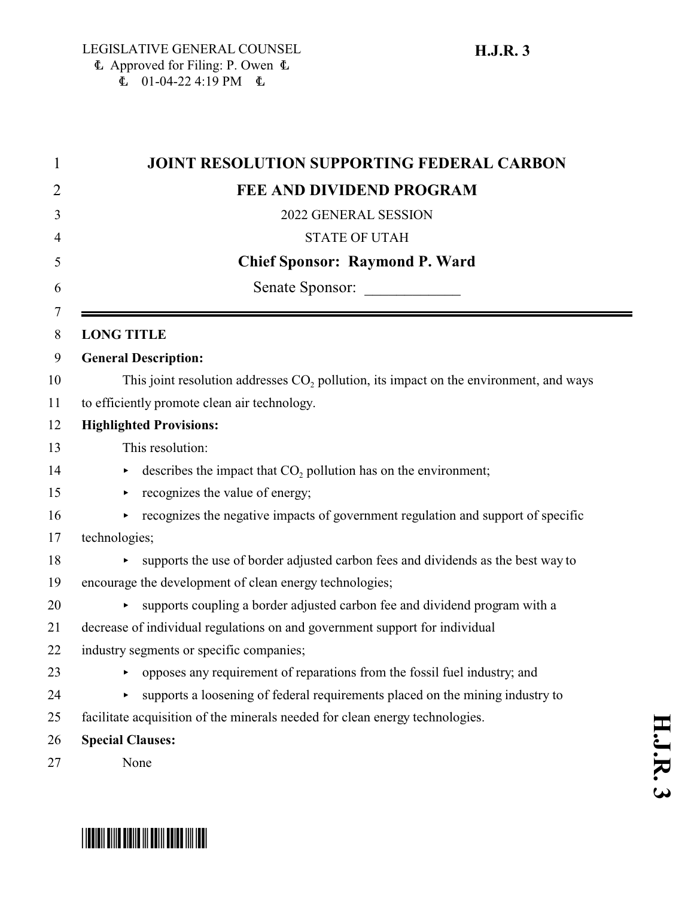LEGISLATIVE GENERAL COUNSEL
Approved for Filing: P. Owen
01-04-22 4:19 PM

**H.J.R. 3**

# JOINT RESOLUTION SUPPORTING FEDERAL CARBON FEE AND DIVIDEND PROGRAM

2022 GENERAL SESSION

STATE OF UTAH

**Chief Sponsor: Raymond P. Ward**

Senate Sponsor: ____________

---

**LONG TITLE**

**General Description:**

This joint resolution addresses $CO_2$ pollution, its impact on the environment, and ways to efficiently promote clean air technology.

**Highlighted Provisions:**

This resolution:

- describes the impact that $CO_2$ pollution has on the environment;
- recognizes the value of energy;
- recognizes the negative impacts of government regulation and support of specific technologies;
- supports the use of border adjusted carbon fees and dividends as the best way to encourage the development of clean energy technologies;
- supports coupling a border adjusted carbon fee and dividend program with a decrease of individual regulations on and government support for individual industry segments or specific companies;
- opposes any requirement of reparations from the fossil fuel industry; and
- supports a loosening of federal requirements placed on the mining industry to facilitate acquisition of the minerals needed for clean energy technologies.

**Special Clauses:**

None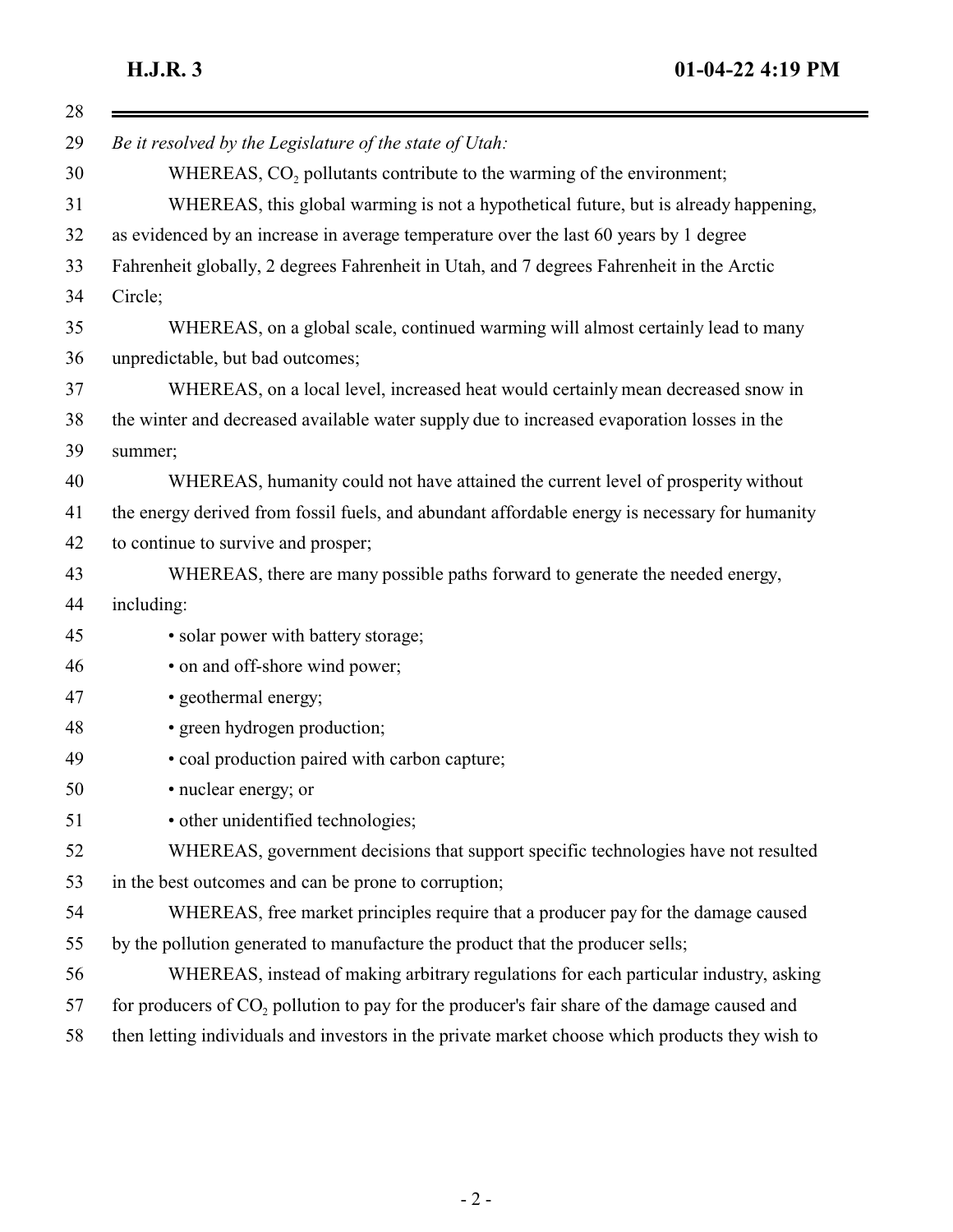*Be it resolved by the Legislature of the state of Utah:*

WHEREAS, $CO_2$ pollutants contribute to the warming of the environment;

WHEREAS, this global warming is not a hypothetical future, but is already happening, as evidenced by an increase in average temperature over the last 60 years by 1 degree Fahrenheit globally, 2 degrees Fahrenheit in Utah, and 7 degrees Fahrenheit in the Arctic Circle;

WHEREAS, on a global scale, continued warming will almost certainly lead to many unpredictable, but bad outcomes;

WHEREAS, on a local level, increased heat would certainly mean decreased snow in the winter and decreased available water supply due to increased evaporation losses in the summer;

WHEREAS, humanity could not have attained the current level of prosperity without the energy derived from fossil fuels, and abundant affordable energy is necessary for humanity to continue to survive and prosper;

WHEREAS, there are many possible paths forward to generate the needed energy, including:

- solar power with battery storage;
- on and off-shore wind power;
- geothermal energy;
- green hydrogen production;
- coal production paired with carbon capture;
- nuclear energy; or
- other unidentified technologies;

WHEREAS, government decisions that support specific technologies have not resulted in the best outcomes and can be prone to corruption;

WHEREAS, free market principles require that a producer pay for the damage caused by the pollution generated to manufacture the product that the producer sells;

WHEREAS, instead of making arbitrary regulations for each particular industry, asking for producers of $CO_2$ pollution to pay for the producer's fair share of the damage caused and then letting individuals and investors in the private market choose which products they wish to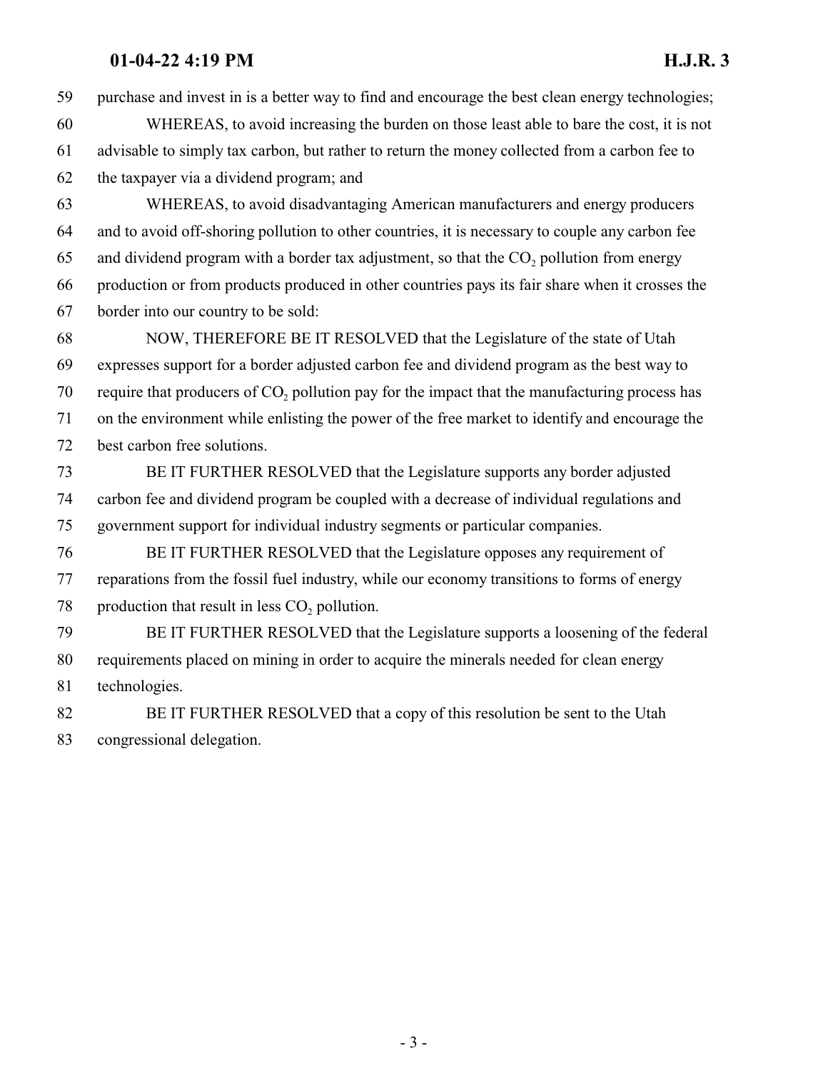purchase and invest in is a better way to find and encourage the best clean energy technologies;

WHEREAS, to avoid increasing the burden on those least able to bare the cost, it is not advisable to simply tax carbon, but rather to return the money collected from a carbon fee to the taxpayer via a dividend program; and

WHEREAS, to avoid disadvantaging American manufacturers and energy producers and to avoid off-shoring pollution to other countries, it is necessary to couple any carbon fee and dividend program with a border tax adjustment, so that the $CO_2$ pollution from energy production or from products produced in other countries pays its fair share when it crosses the border into our country to be sold:

NOW, THEREFORE BE IT RESOLVED that the Legislature of the state of Utah expresses support for a border adjusted carbon fee and dividend program as the best way to require that producers of $CO_2$ pollution pay for the impact that the manufacturing process has on the environment while enlisting the power of the free market to identify and encourage the best carbon free solutions.

BE IT FURTHER RESOLVED that the Legislature supports any border adjusted carbon fee and dividend program be coupled with a decrease of individual regulations and government support for individual industry segments or particular companies.

BE IT FURTHER RESOLVED that the Legislature opposes any requirement of reparations from the fossil fuel industry, while our economy transitions to forms of energy production that result in less $CO_2$ pollution.

BE IT FURTHER RESOLVED that the Legislature supports a loosening of the federal requirements placed on mining in order to acquire the minerals needed for clean energy technologies.

BE IT FURTHER RESOLVED that a copy of this resolution be sent to the Utah congressional delegation.